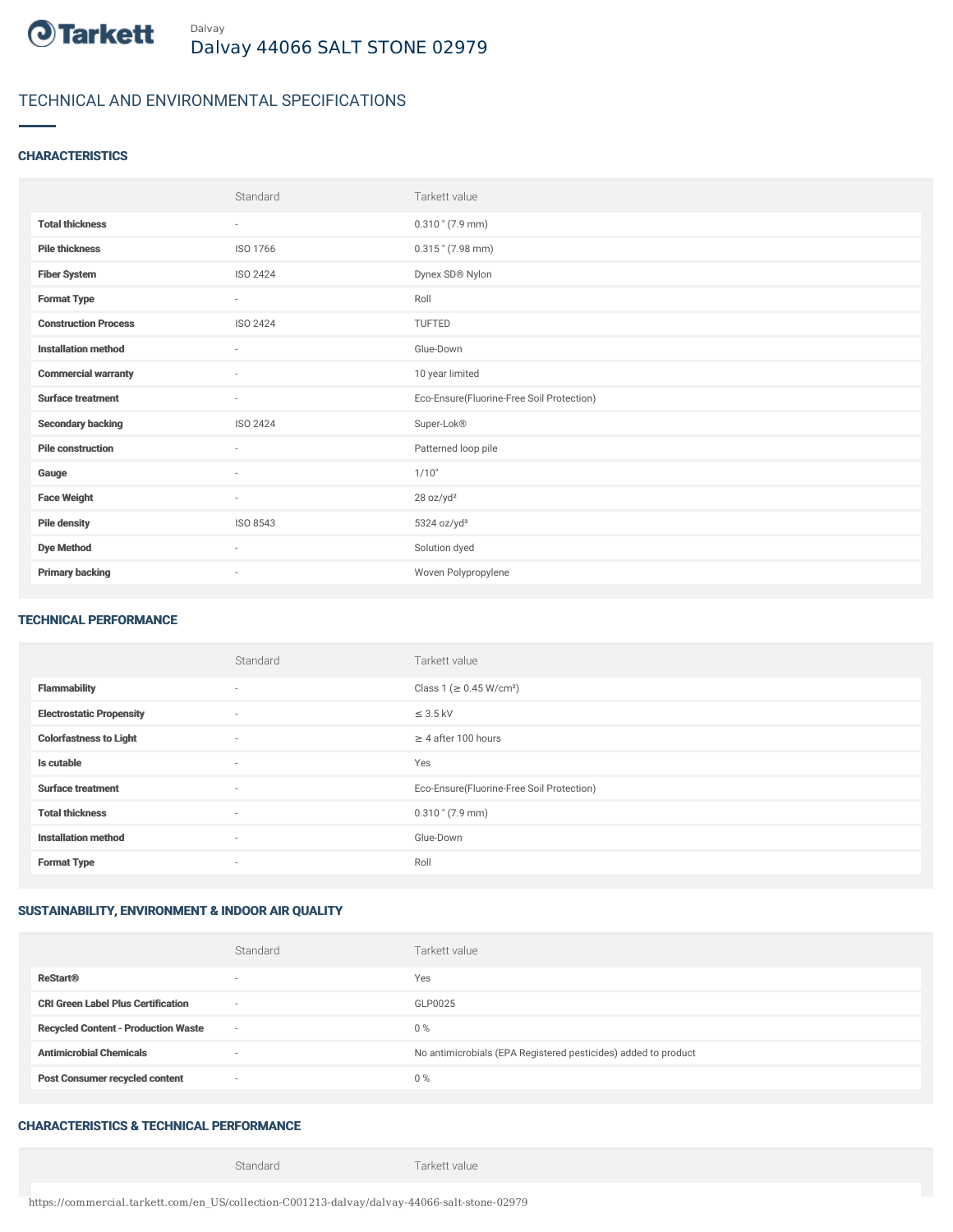Dalvay

# Dalvay 44066 SALT STONE 02979

## TECHNICAL AND ENVIRONMENTAL SPECIFICATIONS

### CHARACTERISTICS

| | Standard | Tarkett value |
|---|---|---|
| **Total thickness** | - | 0.310 " (7.9 mm) |
| **Pile thickness** | ISO 1766 | 0.315 " (7.98 mm) |
| **Fiber System** | ISO 2424 | Dynex SD® Nylon |
| **Format Type** | - | Roll |
| **Construction Process** | ISO 2424 | TUFTED |
| **Installation method** | - | Glue-Down |
| **Commercial warranty** | - | 10 year limited |
| **Surface treatment** | - | Eco-Ensure(Fluorine-Free Soil Protection) |
| **Secondary backing** | ISO 2424 | Super-Lok® |
| **Pile construction** | - | Patterned loop pile |
| **Gauge** | - | 1/10" |
| **Face Weight** | - | 28 oz/yd² |
| **Pile density** | ISO 8543 | 5324 oz/yd³ |
| **Dye Method** | - | Solution dyed |
| **Primary backing** | - | Woven Polypropylene |

### TECHNICAL PERFORMANCE

| | Standard | Tarkett value |
|---|---|---|
| **Flammability** | - | Class 1 (≥ 0.45 W/cm²) |
| **Electrostatic Propensity** | - | ≤ 3.5 kV |
| **Colorfastness to Light** | - | ≥ 4 after 100 hours |
| **Is cutable** | - | Yes |
| **Surface treatment** | - | Eco-Ensure(Fluorine-Free Soil Protection) |
| **Total thickness** | - | 0.310 " (7.9 mm) |
| **Installation method** | - | Glue-Down |
| **Format Type** | - | Roll |

### SUSTAINABILITY, ENVIRONMENT & INDOOR AIR QUALITY

| | Standard | Tarkett value |
|---|---|---|
| **ReStart®** | - | Yes |
| **CRI Green Label Plus Certification** | - | GLP0025 |
| **Recycled Content - Production Waste** | - | 0 % |
| **Antimicrobial Chemicals** | - | No antimicrobials (EPA Registered pesticides) added to product |
| **Post Consumer recycled content** | - | 0 % |

### CHARACTERISTICS & TECHNICAL PERFORMANCE

| | Standard | Tarkett value |
|---|---|---|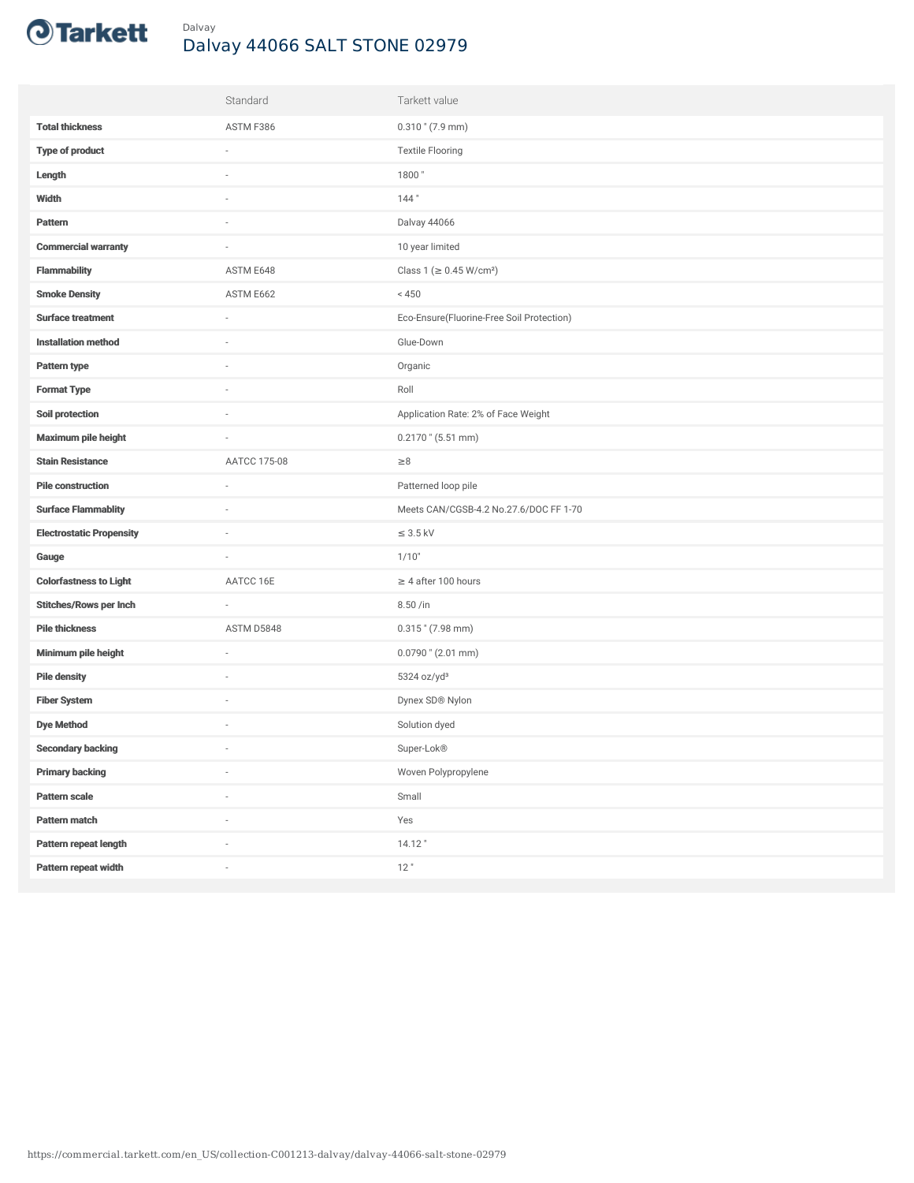Dalvay

# Dalvay 44066 SALT STONE 02979

| | Standard | Tarkett value |
|---|---|---|
| **Total thickness** | ASTM F386 | 0.310 " (7.9 mm) |
| **Type of product** | - | Textile Flooring |
| **Length** | - | 1800 " |
| **Width** | - | 144 " |
| **Pattern** | - | Dalvay 44066 |
| **Commercial warranty** | - | 10 year limited |
| **Flammability** | ASTM E648 | Class 1 (≥ 0.45 W/cm²) |
| **Smoke Density** | ASTM E662 | < 450 |
| **Surface treatment** | - | Eco-Ensure(Fluorine-Free Soil Protection) |
| **Installation method** | - | Glue-Down |
| **Pattern type** | - | Organic |
| **Format Type** | - | Roll |
| **Soil protection** | - | Application Rate: 2% of Face Weight |
| **Maximum pile height** | - | 0.2170 " (5.51 mm) |
| **Stain Resistance** | AATCC 175-08 | ≥8 |
| **Pile construction** | - | Patterned loop pile |
| **Surface Flammablity** | - | Meets CAN/CGSB-4.2 No.27.6/DOC FF 1-70 |
| **Electrostatic Propensity** | - | ≤ 3.5 kV |
| **Gauge** | - | 1/10" |
| **Colorfastness to Light** | AATCC 16E | ≥ 4 after 100 hours |
| **Stitches/Rows per Inch** | - | 8.50 /in |
| **Pile thickness** | ASTM D5848 | 0.315 " (7.98 mm) |
| **Minimum pile height** | - | 0.0790 " (2.01 mm) |
| **Pile density** | - | 5324 oz/yd³ |
| **Fiber System** | - | Dynex SD® Nylon |
| **Dye Method** | - | Solution dyed |
| **Secondary backing** | - | Super-Lok® |
| **Primary backing** | - | Woven Polypropylene |
| **Pattern scale** | - | Small |
| **Pattern match** | - | Yes |
| **Pattern repeat length** | - | 14.12 " |
| **Pattern repeat width** | - | 12 " |